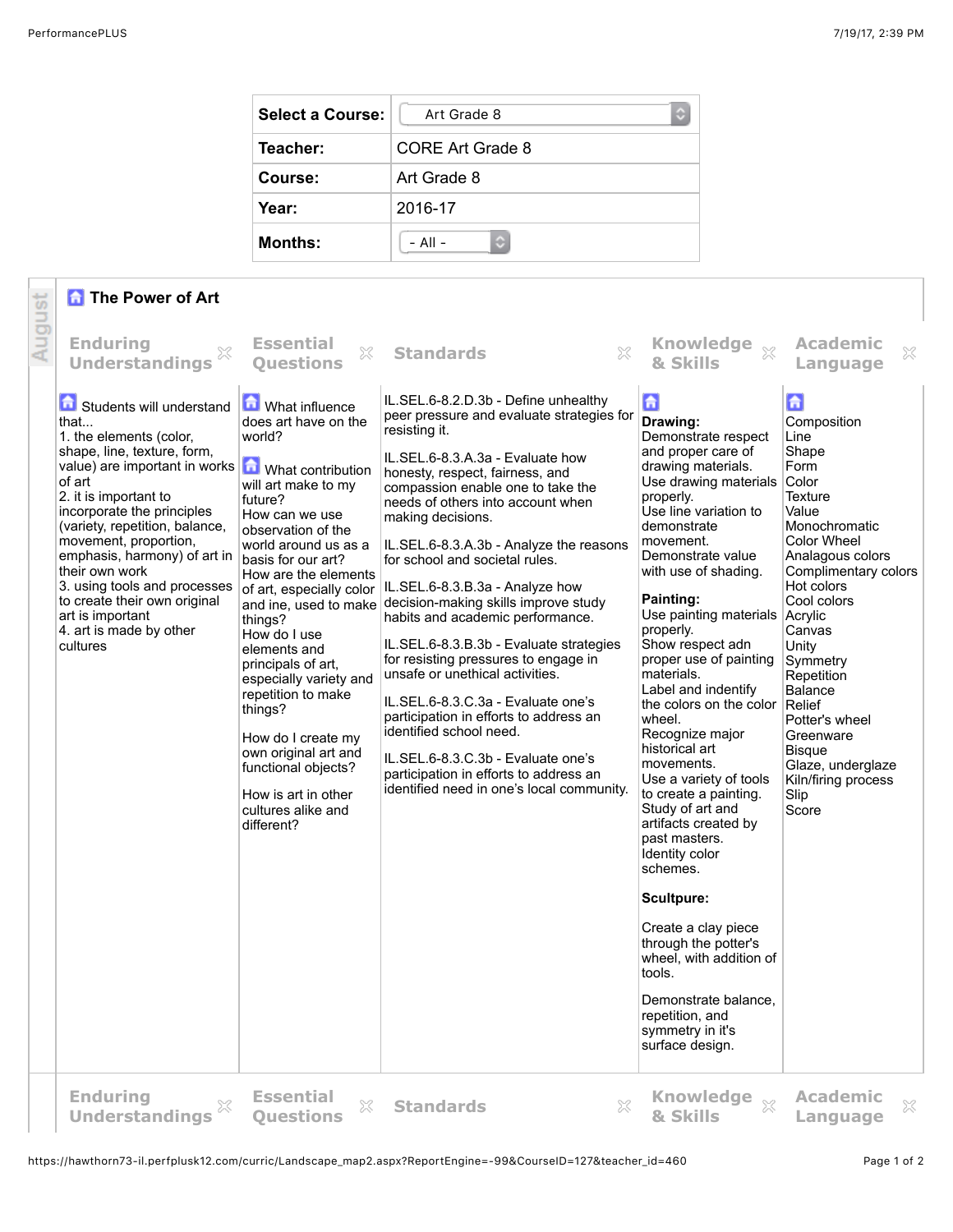| Select a Course: | Art Grade 8 |
|---|---|
| Teacher: | CORE Art Grade 8 |
| Course: | Art Grade 8 |
| Year: | 2016-17 |
| Months: | - All - |

August

## The Power of Art

| Enduring Understandings | Essential Questions | Standards | Knowledge & Skills | Academic Language |
|---|---|---|---|---|
| Students will understand that...<br>1. the elements (color, shape, line, texture, form, value) are important in works of art<br>2. it is important to incorporate the principles (variety, repetition, balance, movement, proportion, emphasis, harmony) of art in their own work<br>3. using tools and processes to create their own original art is important<br>4. art is made by other cultures | What influence does art have on the world?<br><br>What contribution will art make to my future?<br>How can we use observation of the world around us as a basis for our art?<br>How are the elements of art, especially color and ine, used to make things?<br>How do I use elements and principals of art, especially variety and repetition to make things?<br><br>How do I create my own original art and functional objects?<br><br>How is art in other cultures alike and different? | IL.SEL.6-8.2.D.3b - Define unhealthy peer pressure and evaluate strategies for resisting it.<br><br>IL.SEL.6-8.3.A.3a - Evaluate how honesty, respect, fairness, and compassion enable one to take the needs of others into account when making decisions.<br><br>IL.SEL.6-8.3.A.3b - Analyze the reasons for school and societal rules.<br><br>IL.SEL.6-8.3.B.3a - Analyze how decision-making skills improve study habits and academic performance.<br><br>IL.SEL.6-8.3.B.3b - Evaluate strategies for resisting pressures to engage in unsafe or unethical activities.<br><br>IL.SEL.6-8.3.C.3a - Evaluate one's participation in efforts to address an identified school need.<br><br>IL.SEL.6-8.3.C.3b - Evaluate one's participation in efforts to address an identified need in one's local community. | **Drawing:**<br>Demonstrate respect and proper care of drawing materials.<br>Use drawing materials properly.<br>Use line variation to demonstrate movement.<br>Demonstrate value with use of shading.<br><br>**Painting:**<br>Use painting materials properly.<br>Show respect adn proper use of painting materials.<br>Label and indentify the colors on the color wheel.<br>Recognize major historical art movements.<br>Use a variety of tools to create a painting.<br>Study of art and artifacts created by past masters.<br>Identity color schemes.<br><br>**Scultpure:**<br><br>Create a clay piece through the potter's wheel, with addition of tools.<br><br>Demonstrate balance, repetition, and symmetry in it's surface design. | Composition<br>Line<br>Shape<br>Form<br>Color<br>Texture<br>Value<br>Monochromatic<br>Color Wheel<br>Analagous colors<br>Complimentary colors<br>Hot colors<br>Cool colors<br>Acrylic<br>Canvas<br>Symmetry<br>Repetition<br>Balance<br>Relief<br>Potter's wheel<br>Greenware<br>Bisque<br>Glaze, underglaze<br>Kiln/firing process<br>Slip<br>Score |

| Enduring Understandings | Essential Questions | Standards | Knowledge & Skills | Academic Language |
|---|---|---|---|---|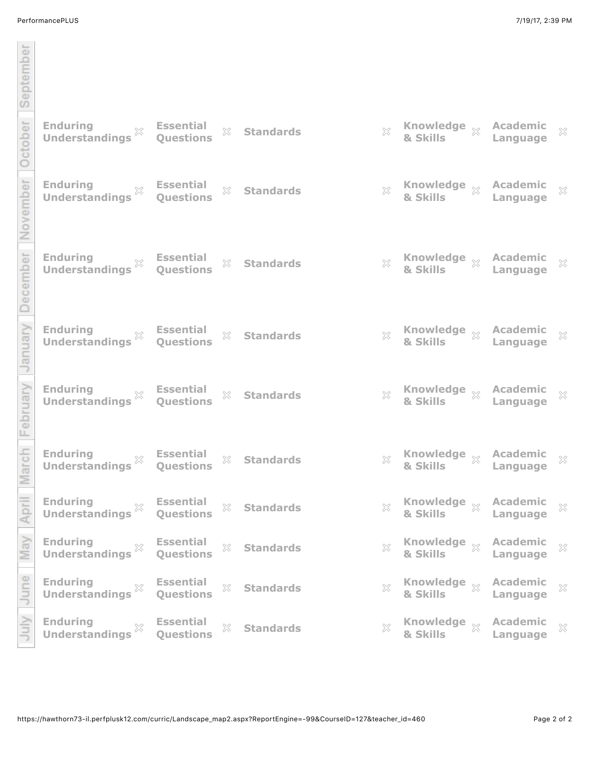| | | | | | |
|---|---|---|---|---|---|
| September | | | | | |
| October | Enduring Understandings | Essential Questions | Standards | Knowledge & Skills | Academic Language |
| November | Enduring Understandings | Essential Questions | Standards | Knowledge & Skills | Academic Language |
| December | Enduring Understandings | Essential Questions | Standards | Knowledge & Skills | Academic Language |
| January | Enduring Understandings | Essential Questions | Standards | Knowledge & Skills | Academic Language |
| February | Enduring Understandings | Essential Questions | Standards | Knowledge & Skills | Academic Language |
| March | Enduring Understandings | Essential Questions | Standards | Knowledge & Skills | Academic Language |
| April | Enduring Understandings | Essential Questions | Standards | Knowledge & Skills | Academic Language |
| May | Enduring Understandings | Essential Questions | Standards | Knowledge & Skills | Academic Language |
| June | Enduring Understandings | Essential Questions | Standards | Knowledge & Skills | Academic Language |
| July | Enduring Understandings | Essential Questions | Standards | Knowledge & Skills | Academic Language |